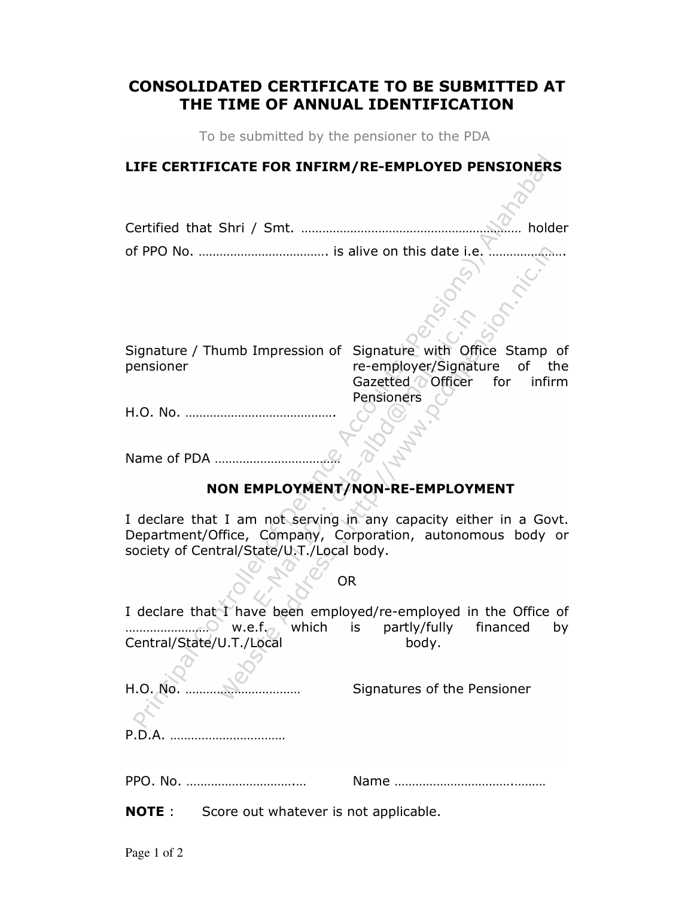# CONSOLIDATED CERTIFICATE TO BE SUBMITTED AT THE TIME OF ANNUAL IDENTIFICATION

To be submitted by the pensioner to the PDA

## LIFE CERTIFICATE FOR INFIRM/RE-EMPLOYED PENSIONERS

Certified that Shri / Smt. ……………………………………………………… holder of PPO No. ………………………………. is alive on this date i.e. …………………

| | |
|---|---|
| Signature / Thumb Impression of pensioner | Signature with Office Stamp of re-employer/Signature of the Gazetted Officer for infirm Pensioners |

H.O. No. …………………………………….

Name of PDA ……………………………

## NON EMPLOYMENT/NON-RE-EMPLOYMENT

I declare that I am not serving in any capacity either in a Govt. Department/Office, Company, Corporation, autonomous body or society of Central/State/U.T./Local body.

OR

I declare that I have been employed/re-employed in the Office of …………………… w.e.f. which is partly/fully financed by Central/State/U.T./Local body.

H.O. No. …………………………… Signatures of the Pensioner

P.D.A. ……………………………

PPO. No. …………………………… Name ………………………………………

**NOTE** : Score out whatever is not applicable.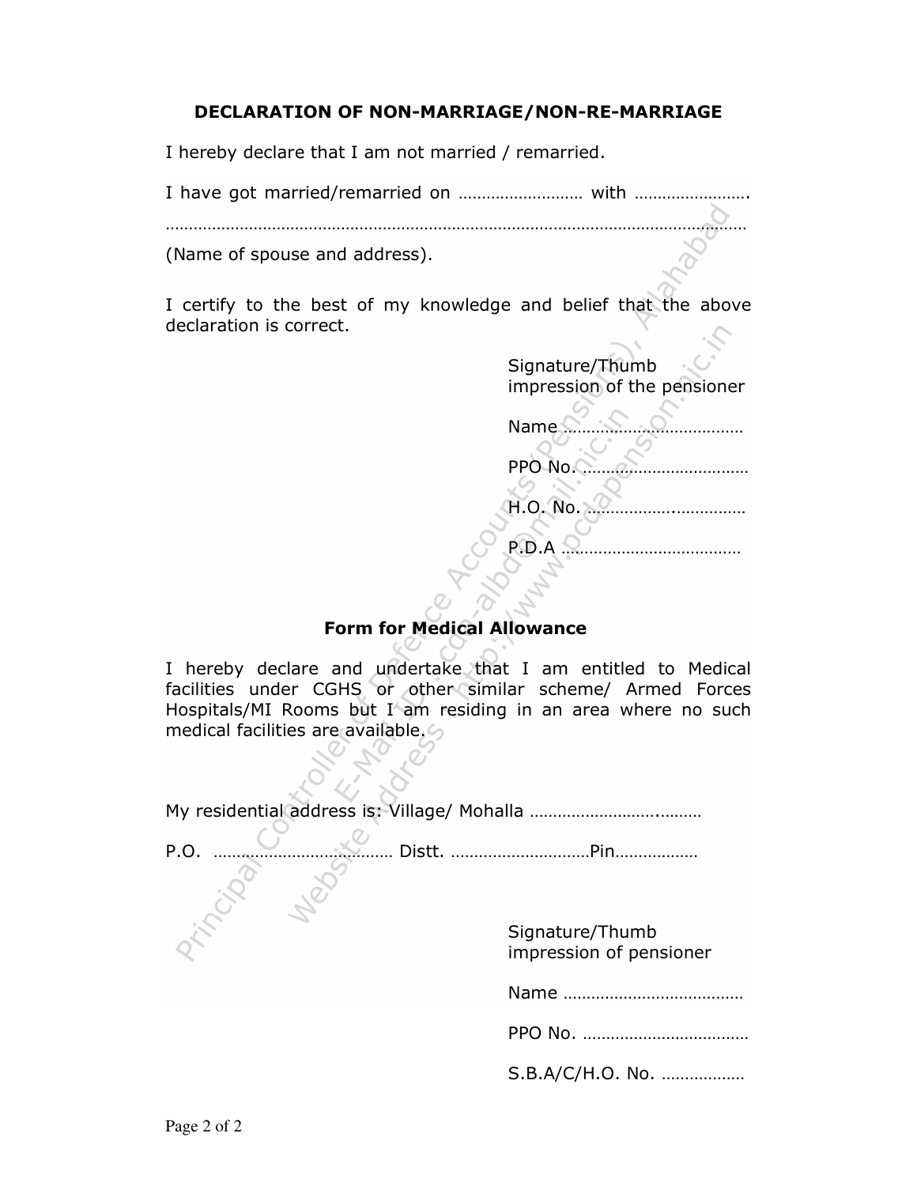## DECLARATION OF NON-MARRIAGE/NON-RE-MARRIAGE

I hereby declare that I am not married / remarried.

I have got married/remarried on …………………… with …………………….

……………………………………………………………………………………………………

(Name of spouse and address).

I certify to the best of my knowledge and belief that the above declaration is correct.

Signature/Thumb impression of the pensioner

Name ………………………………

PPO No. ……………………………

H.O. No. …………….……………

P.D.A ………………………………

## Form for Medical Allowance

I hereby declare and undertake that I am entitled to Medical facilities under CGHS or other similar scheme/ Armed Forces Hospitals/MI Rooms but I am residing in an area where no such medical facilities are available.

My residential address is: Village/ Mohalla ………………….………

P.O. ……………………………… Distt. ………………………Pin……………

Signature/Thumb impression of pensioner

Name ………………………………

PPO No. ……………………………

S.B.A/C/H.O. No. ………………